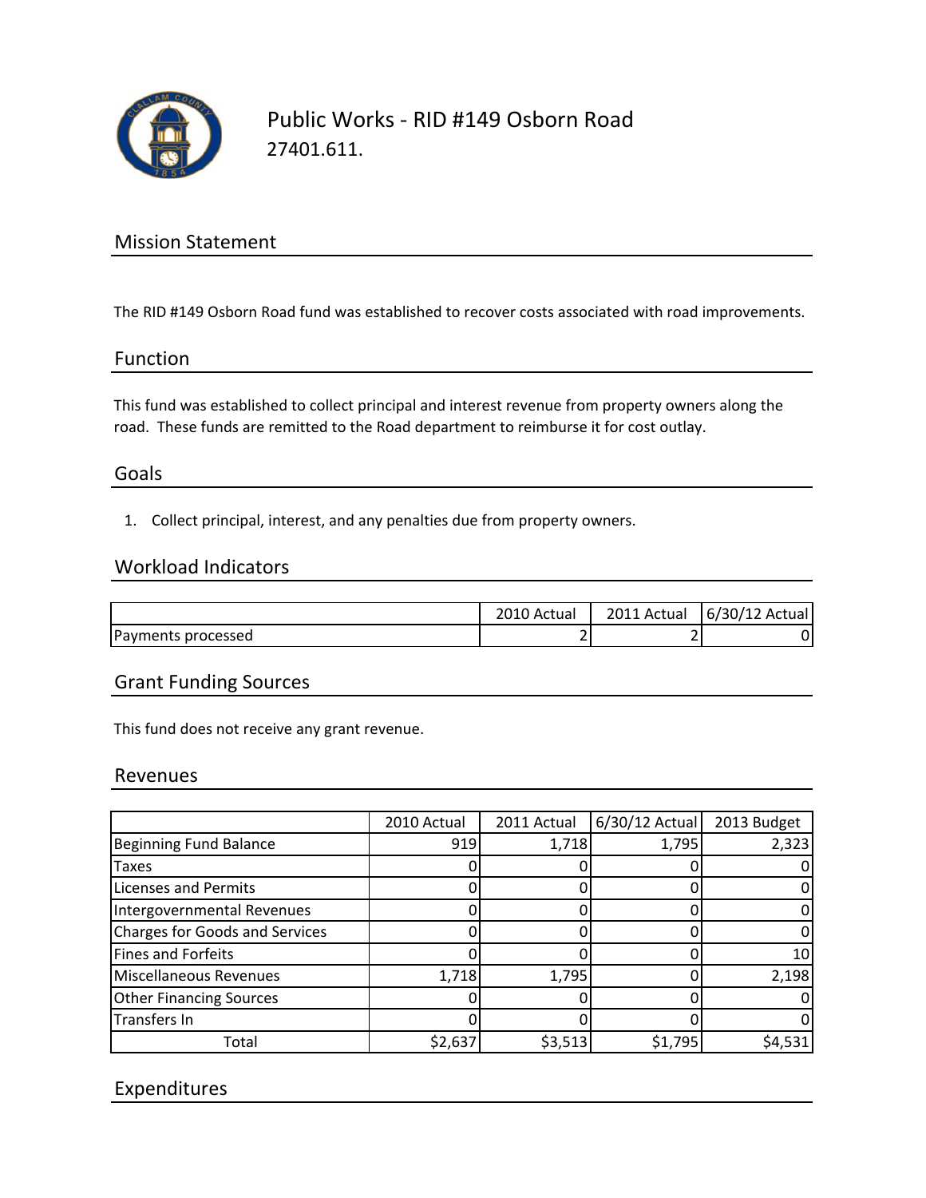# Public Works - RID #149 Osborn Road

27401.611.

## Mission Statement

The RID #149 Osborn Road fund was established to recover costs associated with road improvements.

## Function

This fund was established to collect principal and interest revenue from property owners along the road. These funds are remitted to the Road department to reimburse it for cost outlay.

## Goals

1. Collect principal, interest, and any penalties due from property owners.

## Workload Indicators

| | 2010 Actual | 2011 Actual | 6/30/12 Actual |
|---|---|---|---|
| Payments processed | 2 | 2 | 0 |

## Grant Funding Sources

This fund does not receive any grant revenue.

## Revenues

| | 2010 Actual | 2011 Actual | 6/30/12 Actual | 2013 Budget |
|---|---|---|---|---|
| Beginning Fund Balance | 919 | 1,718 | 1,795 | 2,323 |
| Taxes | 0 | 0 | 0 | 0 |
| Licenses and Permits | 0 | 0 | 0 | 0 |
| Intergovernmental Revenues | 0 | 0 | 0 | 0 |
| Charges for Goods and Services | 0 | 0 | 0 | 0 |
| Fines and Forfeits | 0 | 0 | 0 | 10 |
| Miscellaneous Revenues | 1,718 | 1,795 | 0 | 2,198 |
| Other Financing Sources | 0 | 0 | 0 | 0 |
| Transfers In | 0 | 0 | 0 | 0 |
| Total | $2,637 | $3,513 | $1,795 | $4,531 |

## Expenditures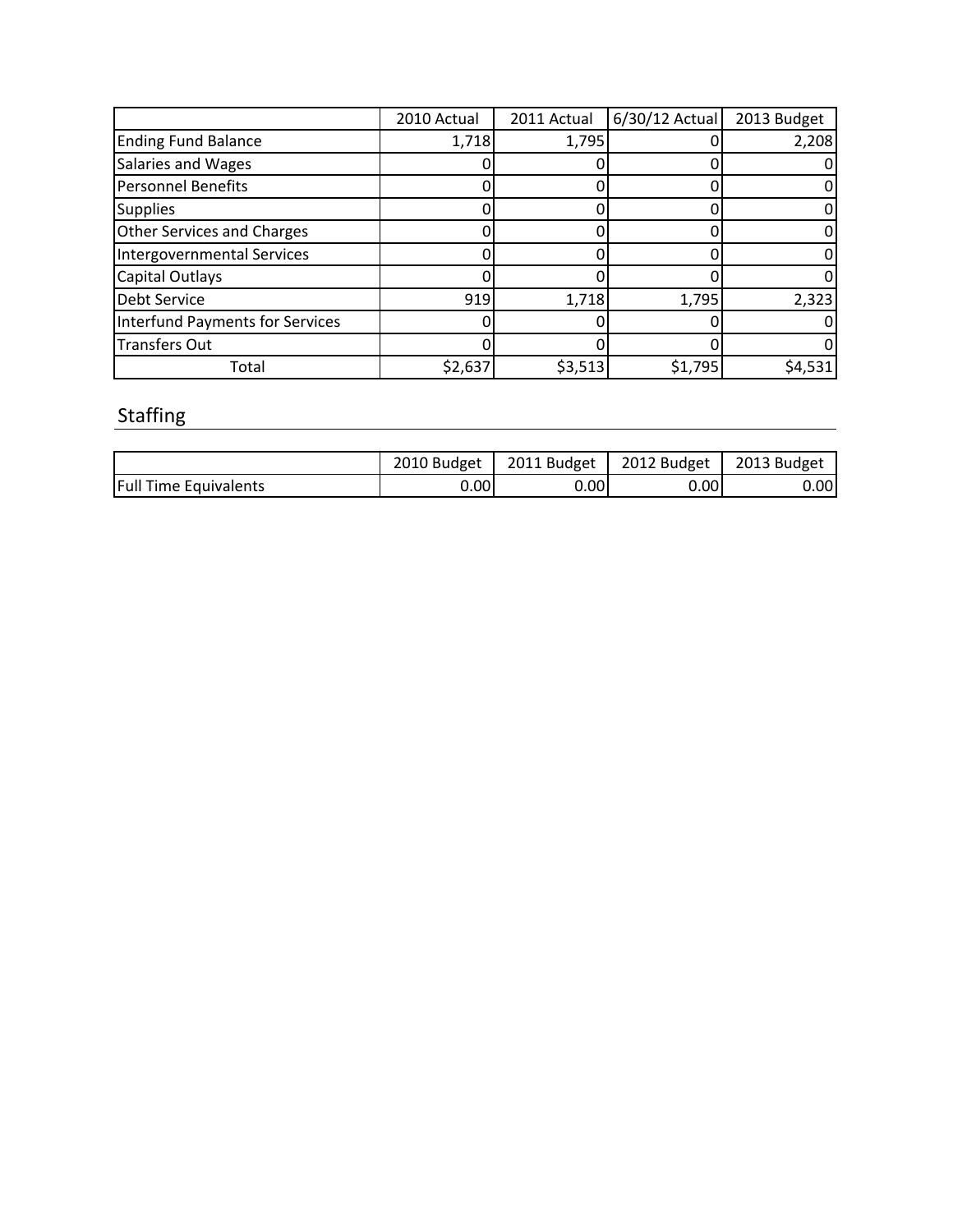| | 2010 Actual | 2011 Actual | 6/30/12 Actual | 2013 Budget |
|---|---|---|---|---|
| Ending Fund Balance | 1,718 | 1,795 | 0 | 2,208 |
| Salaries and Wages | 0 | 0 | 0 | 0 |
| Personnel Benefits | 0 | 0 | 0 | 0 |
| Supplies | 0 | 0 | 0 | 0 |
| Other Services and Charges | 0 | 0 | 0 | 0 |
| Intergovernmental Services | 0 | 0 | 0 | 0 |
| Capital Outlays | 0 | 0 | 0 | 0 |
| Debt Service | 919 | 1,718 | 1,795 | 2,323 |
| Interfund Payments for Services | 0 | 0 | 0 | 0 |
| Transfers Out | 0 | 0 | 0 | 0 |
| Total | $2,637 | $3,513 | $1,795 | $4,531 |

## Staffing

| | 2010 Budget | 2011 Budget | 2012 Budget | 2013 Budget |
|---|---|---|---|---|
| Full Time Equivalents | 0.00 | 0.00 | 0.00 | 0.00 |